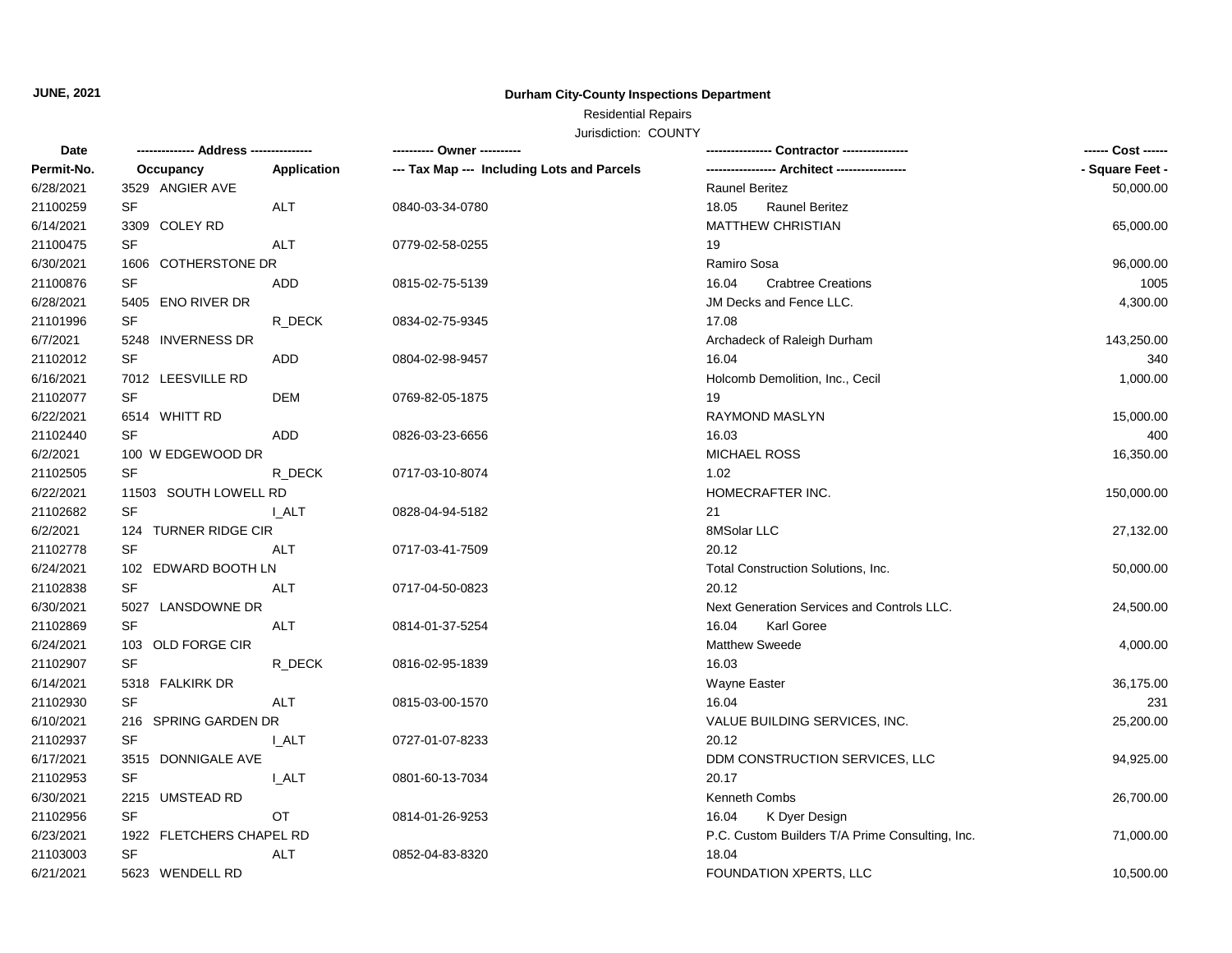**JUNE, 2021**

# Durham City-County Inspections Department

Residential Repairs

Jurisdiction: COUNTY

| Date<br>Permit-No. | Address<br>Occupancy | <br>Application | Owner<br>Tax Map --- Including Lots and Parcels | Contractor<br>Architect | Cost<br>Square Feet |
|---|---|---|---|---|---|
| 6/28/2021 | 3529 ANGIER AVE | | | Raunel Beritez | 50,000.00 |
| 21100259 | SF | ALT | 0840-03-34-0780 | 18.05 Raunel Beritez | |
| 6/14/2021 | 3309 COLEY RD | | | MATTHEW CHRISTIAN | 65,000.00 |
| 21100475 | SF | ALT | 0779-02-58-0255 | 19 | |
| 6/30/2021 | 1606 COTHERSTONE DR | | | Ramiro Sosa | 96,000.00 |
| 21100876 | SF | ADD | 0815-02-75-5139 | 16.04 Crabtree Creations | 1005 |
| 6/28/2021 | 5405 ENO RIVER DR | | | JM Decks and Fence LLC. | 4,300.00 |
| 21101996 | SF | R_DECK | 0834-02-75-9345 | 17.08 | |
| 6/7/2021 | 5248 INVERNESS DR | | | Archadeck of Raleigh Durham | 143,250.00 |
| 21102012 | SF | ADD | 0804-02-98-9457 | 16.04 | 340 |
| 6/16/2021 | 7012 LEESVILLE RD | | | Holcomb Demolition, Inc., Cecil | 1,000.00 |
| 21102077 | SF | DEM | 0769-82-05-1875 | 19 | |
| 6/22/2021 | 6514 WHITT RD | | | RAYMOND MASLYN | 15,000.00 |
| 21102440 | SF | ADD | 0826-03-23-6656 | 16.03 | 400 |
| 6/2/2021 | 100 W EDGEWOOD DR | | | MICHAEL ROSS | 16,350.00 |
| 21102505 | SF | R_DECK | 0717-03-10-8074 | 1.02 | |
| 6/22/2021 | 11503 SOUTH LOWELL RD | | | HOMECRAFTER INC. | 150,000.00 |
| 21102682 | SF | I_ALT | 0828-04-94-5182 | 21 | |
| 6/2/2021 | 124 TURNER RIDGE CIR | | | 8MSolar LLC | 27,132.00 |
| 21102778 | SF | ALT | 0717-03-41-7509 | 20.12 | |
| 6/24/2021 | 102 EDWARD BOOTH LN | | | Total Construction Solutions, Inc. | 50,000.00 |
| 21102838 | SF | ALT | 0717-04-50-0823 | 20.12 | |
| 6/30/2021 | 5027 LANSDOWNE DR | | | Next Generation Services and Controls LLC. | 24,500.00 |
| 21102869 | SF | ALT | 0814-01-37-5254 | 16.04 Karl Goree | |
| 6/24/2021 | 103 OLD FORGE CIR | | | Matthew Sweede | 4,000.00 |
| 21102907 | SF | R_DECK | 0816-02-95-1839 | 16.03 | |
| 6/14/2021 | 5318 FALKIRK DR | | | Wayne Easter | 36,175.00 |
| 21102930 | SF | ALT | 0815-03-00-1570 | 16.04 | 231 |
| 6/10/2021 | 216 SPRING GARDEN DR | | | VALUE BUILDING SERVICES, INC. | 25,200.00 |
| 21102937 | SF | I_ALT | 0727-01-07-8233 | 20.12 | |
| 6/17/2021 | 3515 DONNIGALE AVE | | | DDM CONSTRUCTION SERVICES, LLC | 94,925.00 |
| 21102953 | SF | I_ALT | 0801-60-13-7034 | 20.17 | |
| 6/30/2021 | 2215 UMSTEAD RD | | | Kenneth Combs | 26,700.00 |
| 21102956 | SF | OT | 0814-01-26-9253 | 16.04 K Dyer Design | |
| 6/23/2021 | 1922 FLETCHERS CHAPEL RD | | | P.C. Custom Builders T/A Prime Consulting, Inc. | 71,000.00 |
| 21103003 | SF | ALT | 0852-04-83-8320 | 18.04 | |
| 6/21/2021 | 5623 WENDELL RD | | | FOUNDATION XPERTS, LLC | 10,500.00 |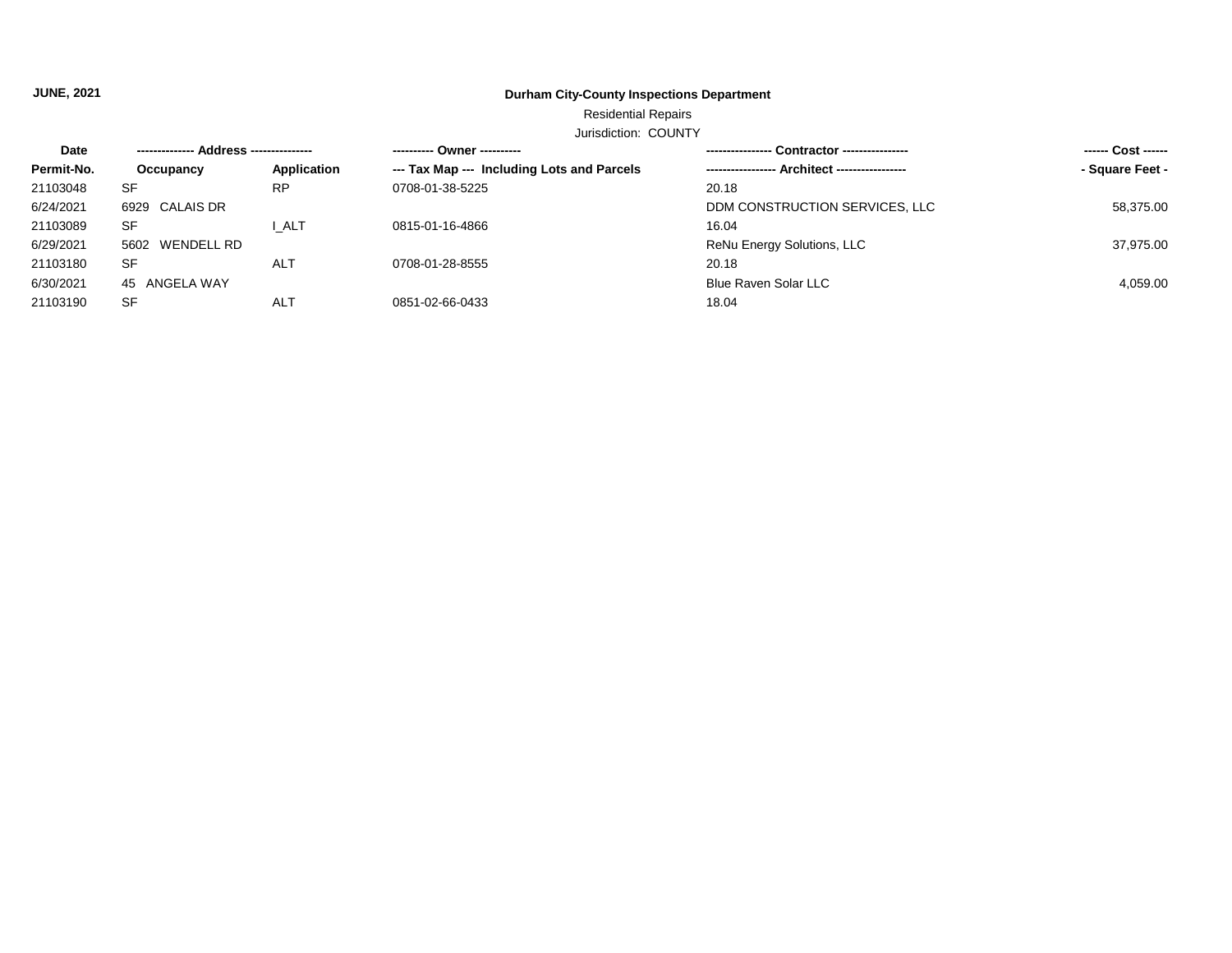**JUNE, 2021**

**Durham City-County Inspections Department**

Residential Repairs

Jurisdiction: COUNTY

| Date | -------------- Address --------------- | | ---------- Owner ---------- | ---------------- Contractor ---------------- | ------ Cost ------ |
|---|---|---|---|---|---|
| **Permit-No.** | **Occupancy** | **Application** | **--- Tax Map --- Including Lots and Parcels** | **----------------- Architect -----------------** | **- Square Feet -** |
| 21103048 | SF | RP | 0708-01-38-5225 | 20.18 | |
| 6/24/2021 | 6929 CALAIS DR | | | DDM CONSTRUCTION SERVICES, LLC | 58,375.00 |
| 21103089 | SF | I_ALT | 0815-01-16-4866 | 16.04 | |
| 6/29/2021 | 5602 WENDELL RD | | | ReNu Energy Solutions, LLC | 37,975.00 |
| 21103180 | SF | ALT | 0708-01-28-8555 | 20.18 | |
| 6/30/2021 | 45 ANGELA WAY | | | Blue Raven Solar LLC | 4,059.00 |
| 21103190 | SF | ALT | 0851-02-66-0433 | 18.04 | |